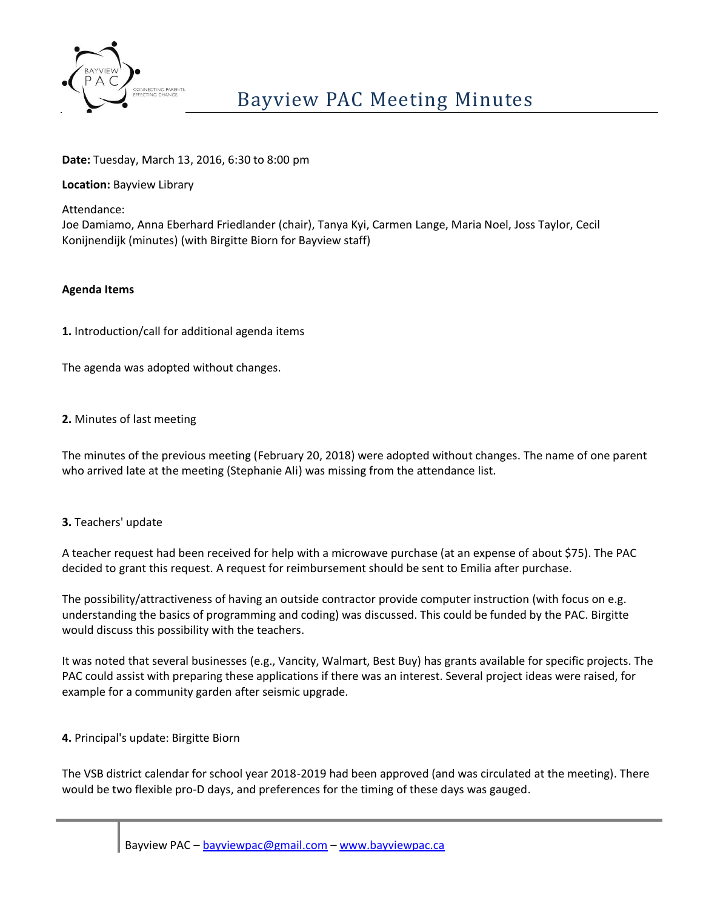# Bayview PAC Meeting Minutes

**Date:** Tuesday, March 13, 2016, 6:30 to 8:00 pm

**Location:** Bayview Library

Attendance:
Joe Damiamo, Anna Eberhard Friedlander (chair), Tanya Kyi, Carmen Lange, Maria Noel, Joss Taylor, Cecil Konijnendijk (minutes) (with Birgitte Biorn for Bayview staff)

**Agenda Items**

**1.** Introduction/call for additional agenda items

The agenda was adopted without changes.

**2.** Minutes of last meeting

The minutes of the previous meeting (February 20, 2018) were adopted without changes. The name of one parent who arrived late at the meeting (Stephanie Ali) was missing from the attendance list.

**3.** Teachers' update

A teacher request had been received for help with a microwave purchase (at an expense of about $75). The PAC decided to grant this request. A request for reimbursement should be sent to Emilia after purchase.

The possibility/attractiveness of having an outside contractor provide computer instruction (with focus on e.g. understanding the basics of programming and coding) was discussed. This could be funded by the PAC. Birgitte would discuss this possibility with the teachers.

It was noted that several businesses (e.g., Vancity, Walmart, Best Buy) has grants available for specific projects. The PAC could assist with preparing these applications if there was an interest. Several project ideas were raised, for example for a community garden after seismic upgrade.

**4.** Principal's update: Birgitte Biorn

The VSB district calendar for school year 2018-2019 had been approved (and was circulated at the meeting). There would be two flexible pro-D days, and preferences for the timing of these days was gauged.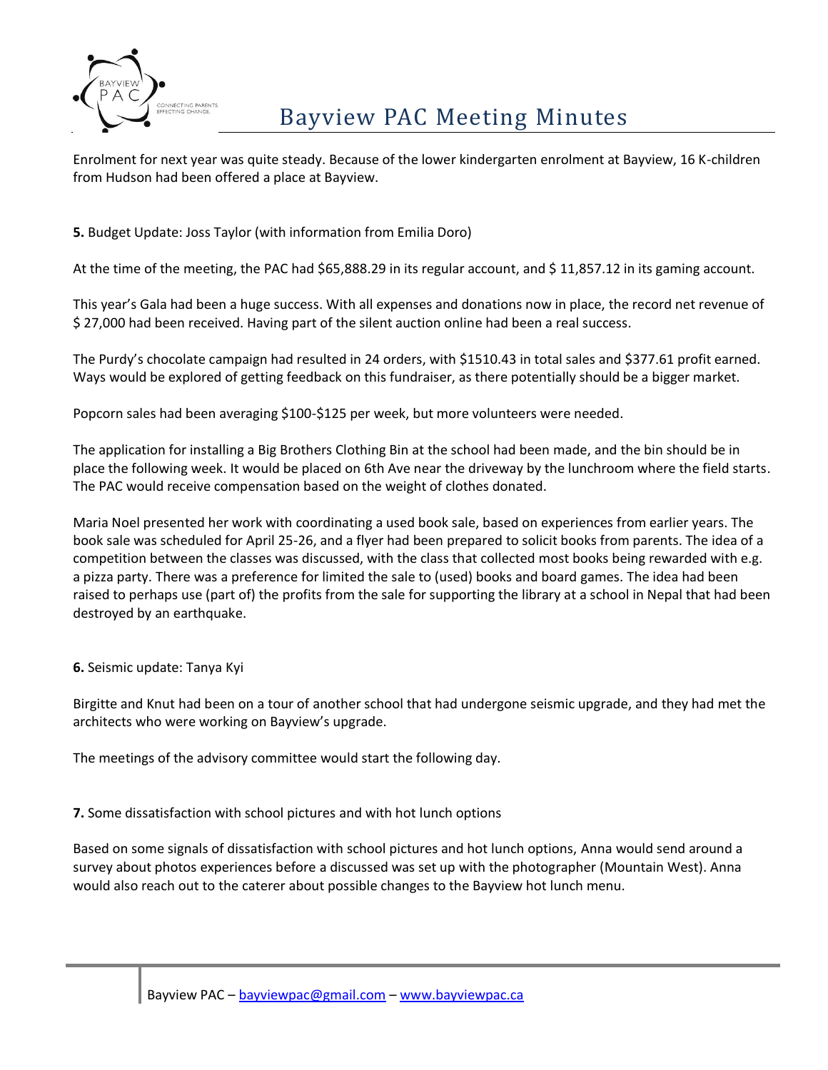Enrolment for next year was quite steady. Because of the lower kindergarten enrolment at Bayview, 16 K-children from Hudson had been offered a place at Bayview.

**5.** Budget Update: Joss Taylor (with information from Emilia Doro)

At the time of the meeting, the PAC had $65,888.29 in its regular account, and $ 11,857.12 in its gaming account.

This year's Gala had been a huge success. With all expenses and donations now in place, the record net revenue of $ 27,000 had been received. Having part of the silent auction online had been a real success.

The Purdy's chocolate campaign had resulted in 24 orders, with $1510.43 in total sales and $377.61 profit earned. Ways would be explored of getting feedback on this fundraiser, as there potentially should be a bigger market.

Popcorn sales had been averaging $100-$125 per week, but more volunteers were needed.

The application for installing a Big Brothers Clothing Bin at the school had been made, and the bin should be in place the following week. It would be placed on 6th Ave near the driveway by the lunchroom where the field starts. The PAC would receive compensation based on the weight of clothes donated.

Maria Noel presented her work with coordinating a used book sale, based on experiences from earlier years. The book sale was scheduled for April 25-26, and a flyer had been prepared to solicit books from parents. The idea of a competition between the classes was discussed, with the class that collected most books being rewarded with e.g. a pizza party. There was a preference for limited the sale to (used) books and board games. The idea had been raised to perhaps use (part of) the profits from the sale for supporting the library at a school in Nepal that had been destroyed by an earthquake.

**6.** Seismic update: Tanya Kyi

Birgitte and Knut had been on a tour of another school that had undergone seismic upgrade, and they had met the architects who were working on Bayview's upgrade.

The meetings of the advisory committee would start the following day.

**7.** Some dissatisfaction with school pictures and with hot lunch options

Based on some signals of dissatisfaction with school pictures and hot lunch options, Anna would send around a survey about photos experiences before a discussed was set up with the photographer (Mountain West). Anna would also reach out to the caterer about possible changes to the Bayview hot lunch menu.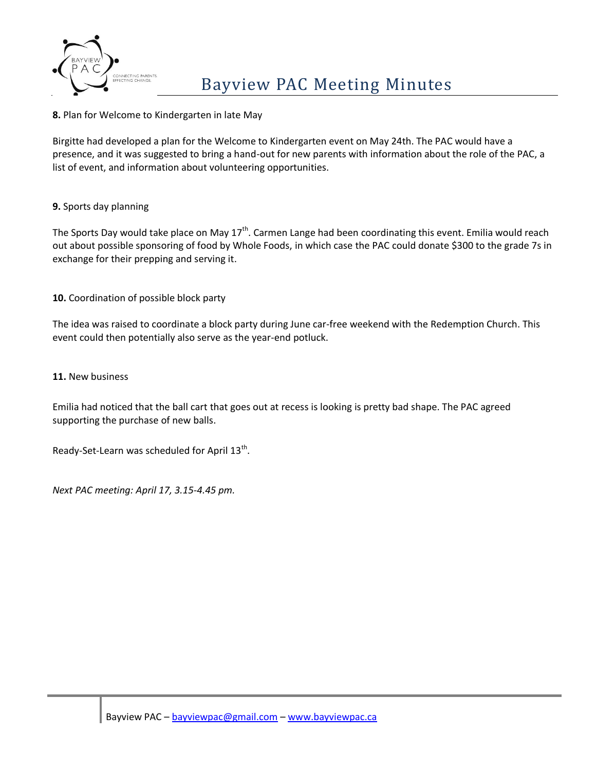**8.** Plan for Welcome to Kindergarten in late May

Birgitte had developed a plan for the Welcome to Kindergarten event on May 24th. The PAC would have a presence, and it was suggested to bring a hand-out for new parents with information about the role of the PAC, a list of event, and information about volunteering opportunities.

**9.** Sports day planning

The Sports Day would take place on May 17th. Carmen Lange had been coordinating this event. Emilia would reach out about possible sponsoring of food by Whole Foods, in which case the PAC could donate $300 to the grade 7s in exchange for their prepping and serving it.

**10.** Coordination of possible block party

The idea was raised to coordinate a block party during June car-free weekend with the Redemption Church. This event could then potentially also serve as the year-end potluck.

**11.** New business

Emilia had noticed that the ball cart that goes out at recess is looking is pretty bad shape. The PAC agreed supporting the purchase of new balls.

Ready-Set-Learn was scheduled for April 13th.

*Next PAC meeting: April 17, 3.15-4.45 pm.*